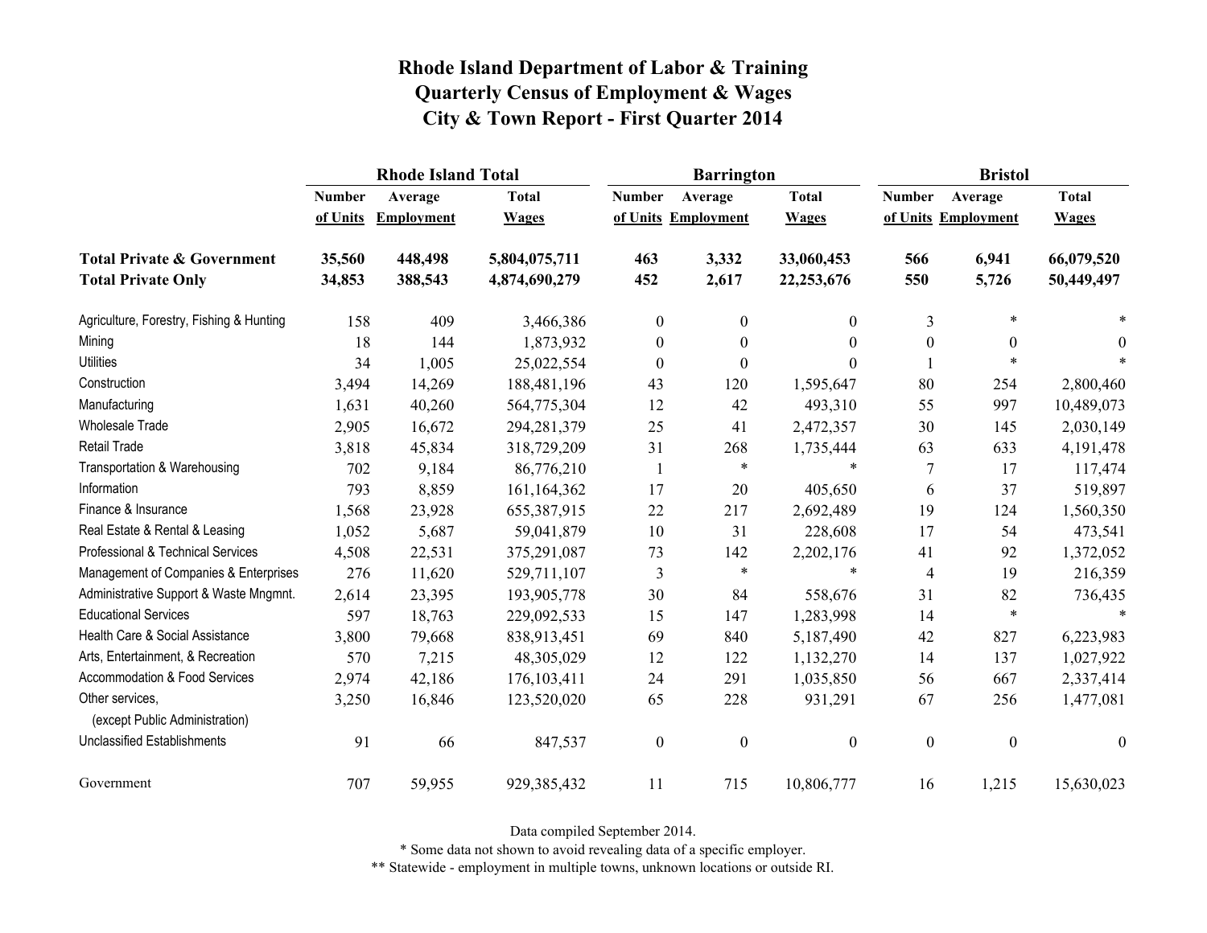# Rhode Island Department of Labor & Training
## Quarterly Census of Employment & Wages
## City & Town Report - First Quarter 2014

| | Rhode Island Total | | | Barrington | | | Bristol | | |
|---|---|---|---|---|---|---|---|---|---|
| | Number of Units | Average Employment | Total Wages | Number of Units | Average Employment | Total Wages | Number of Units | Average Employment | Total Wages |
| **Total Private & Government** | **35,560** | **448,498** | **5,804,075,711** | **463** | **3,332** | **33,060,453** | **566** | **6,941** | **66,079,520** |
| **Total Private Only** | **34,853** | **388,543** | **4,874,690,279** | **452** | **2,617** | **22,253,676** | **550** | **5,726** | **50,449,497** |
| Agriculture, Forestry, Fishing & Hunting | 158 | 409 | 3,466,386 | 0 | 0 | 0 | 3 | * | * |
| Mining | 18 | 144 | 1,873,932 | 0 | 0 | 0 | 0 | 0 | 0 |
| Utilities | 34 | 1,005 | 25,022,554 | 0 | 0 | 0 | 1 | * | * |
| Construction | 3,494 | 14,269 | 188,481,196 | 43 | 120 | 1,595,647 | 80 | 254 | 2,800,460 |
| Manufacturing | 1,631 | 40,260 | 564,775,304 | 12 | 42 | 493,310 | 55 | 997 | 10,489,073 |
| Wholesale Trade | 2,905 | 16,672 | 294,281,379 | 25 | 41 | 2,472,357 | 30 | 145 | 2,030,149 |
| Retail Trade | 3,818 | 45,834 | 318,729,209 | 31 | 268 | 1,735,444 | 63 | 633 | 4,191,478 |
| Transportation & Warehousing | 702 | 9,184 | 86,776,210 | 1 | * | * | 7 | 17 | 117,474 |
| Information | 793 | 8,859 | 161,164,362 | 17 | 20 | 405,650 | 6 | 37 | 519,897 |
| Finance & Insurance | 1,568 | 23,928 | 655,387,915 | 22 | 217 | 2,692,489 | 19 | 124 | 1,560,350 |
| Real Estate & Rental & Leasing | 1,052 | 5,687 | 59,041,879 | 10 | 31 | 228,608 | 17 | 54 | 473,541 |
| Professional & Technical Services | 4,508 | 22,531 | 375,291,087 | 73 | 142 | 2,202,176 | 41 | 92 | 1,372,052 |
| Management of Companies & Enterprises | 276 | 11,620 | 529,711,107 | 3 | * | * | 4 | 19 | 216,359 |
| Administrative Support & Waste Mngmnt. | 2,614 | 23,395 | 193,905,778 | 30 | 84 | 558,676 | 31 | 82 | 736,435 |
| Educational Services | 597 | 18,763 | 229,092,533 | 15 | 147 | 1,283,998 | 14 | * | * |
| Health Care & Social Assistance | 3,800 | 79,668 | 838,913,451 | 69 | 840 | 5,187,490 | 42 | 827 | 6,223,983 |
| Arts, Entertainment, & Recreation | 570 | 7,215 | 48,305,029 | 12 | 122 | 1,132,270 | 14 | 137 | 1,027,922 |
| Accommodation & Food Services | 2,974 | 42,186 | 176,103,411 | 24 | 291 | 1,035,850 | 56 | 667 | 2,337,414 |
| Other services, (except Public Administration) | 3,250 | 16,846 | 123,520,020 | 65 | 228 | 931,291 | 67 | 256 | 1,477,081 |
| Unclassified Establishments | 91 | 66 | 847,537 | 0 | 0 | 0 | 0 | 0 | 0 |
| Government | 707 | 59,955 | 929,385,432 | 11 | 715 | 10,806,777 | 16 | 1,215 | 15,630,023 |

Data compiled September 2014.

* Some data not shown to avoid revealing data of a specific employer.

** Statewide - employment in multiple towns, unknown locations or outside RI.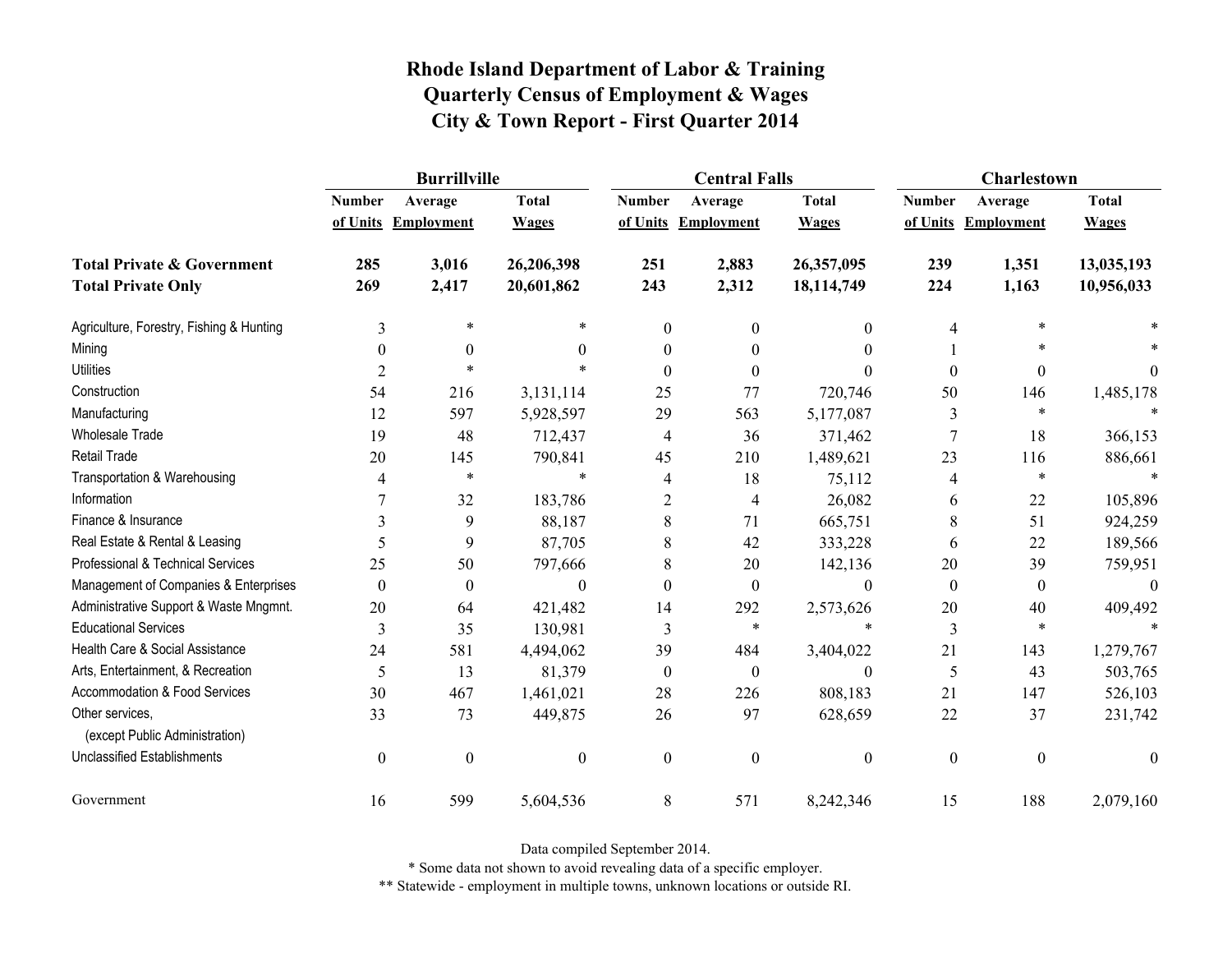# Rhode Island Department of Labor & Training
## Quarterly Census of Employment & Wages
## City & Town Report - First Quarter 2014

| | Burrillville | | | Central Falls | | | Charlestown | | |
|---|---|---|---|---|---|---|---|---|---|
| | Number of Units | Average Employment | Total Wages | Number of Units | Average Employment | Total Wages | Number of Units | Average Employment | Total Wages |
| **Total Private & Government** | **285** | **3,016** | **26,206,398** | **251** | **2,883** | **26,357,095** | **239** | **1,351** | **13,035,193** |
| **Total Private Only** | **269** | **2,417** | **20,601,862** | **243** | **2,312** | **18,114,749** | **224** | **1,163** | **10,956,033** |
| Agriculture, Forestry, Fishing & Hunting | 3 | * | * | 0 | 0 | 0 | 4 | * | * |
| Mining | 0 | 0 | 0 | 0 | 0 | 0 | 1 | * | * |
| Utilities | 2 | * | * | 0 | 0 | 0 | 0 | 0 | 0 |
| Construction | 54 | 216 | 3,131,114 | 25 | 77 | 720,746 | 50 | 146 | 1,485,178 |
| Manufacturing | 12 | 597 | 5,928,597 | 29 | 563 | 5,177,087 | 3 | * | * |
| Wholesale Trade | 19 | 48 | 712,437 | 4 | 36 | 371,462 | 7 | 18 | 366,153 |
| Retail Trade | 20 | 145 | 790,841 | 45 | 210 | 1,489,621 | 23 | 116 | 886,661 |
| Transportation & Warehousing | 4 | * | * | 4 | 18 | 75,112 | 4 | * | * |
| Information | 7 | 32 | 183,786 | 2 | 4 | 26,082 | 6 | 22 | 105,896 |
| Finance & Insurance | 3 | 9 | 88,187 | 8 | 71 | 665,751 | 8 | 51 | 924,259 |
| Real Estate & Rental & Leasing | 5 | 9 | 87,705 | 8 | 42 | 333,228 | 6 | 22 | 189,566 |
| Professional & Technical Services | 25 | 50 | 797,666 | 8 | 20 | 142,136 | 20 | 39 | 759,951 |
| Management of Companies & Enterprises | 0 | 0 | 0 | 0 | 0 | 0 | 0 | 0 | 0 |
| Administrative Support & Waste Mngmnt. | 20 | 64 | 421,482 | 14 | 292 | 2,573,626 | 20 | 40 | 409,492 |
| Educational Services | 3 | 35 | 130,981 | 3 | * | * | 3 | * | * |
| Health Care & Social Assistance | 24 | 581 | 4,494,062 | 39 | 484 | 3,404,022 | 21 | 143 | 1,279,767 |
| Arts, Entertainment, & Recreation | 5 | 13 | 81,379 | 0 | 0 | 0 | 5 | 43 | 503,765 |
| Accommodation & Food Services | 30 | 467 | 1,461,021 | 28 | 226 | 808,183 | 21 | 147 | 526,103 |
| Other services, (except Public Administration) | 33 | 73 | 449,875 | 26 | 97 | 628,659 | 22 | 37 | 231,742 |
| Unclassified Establishments | 0 | 0 | 0 | 0 | 0 | 0 | 0 | 0 | 0 |
| Government | 16 | 599 | 5,604,536 | 8 | 571 | 8,242,346 | 15 | 188 | 2,079,160 |

Data compiled September 2014.

* Some data not shown to avoid revealing data of a specific employer.

** Statewide - employment in multiple towns, unknown locations or outside RI.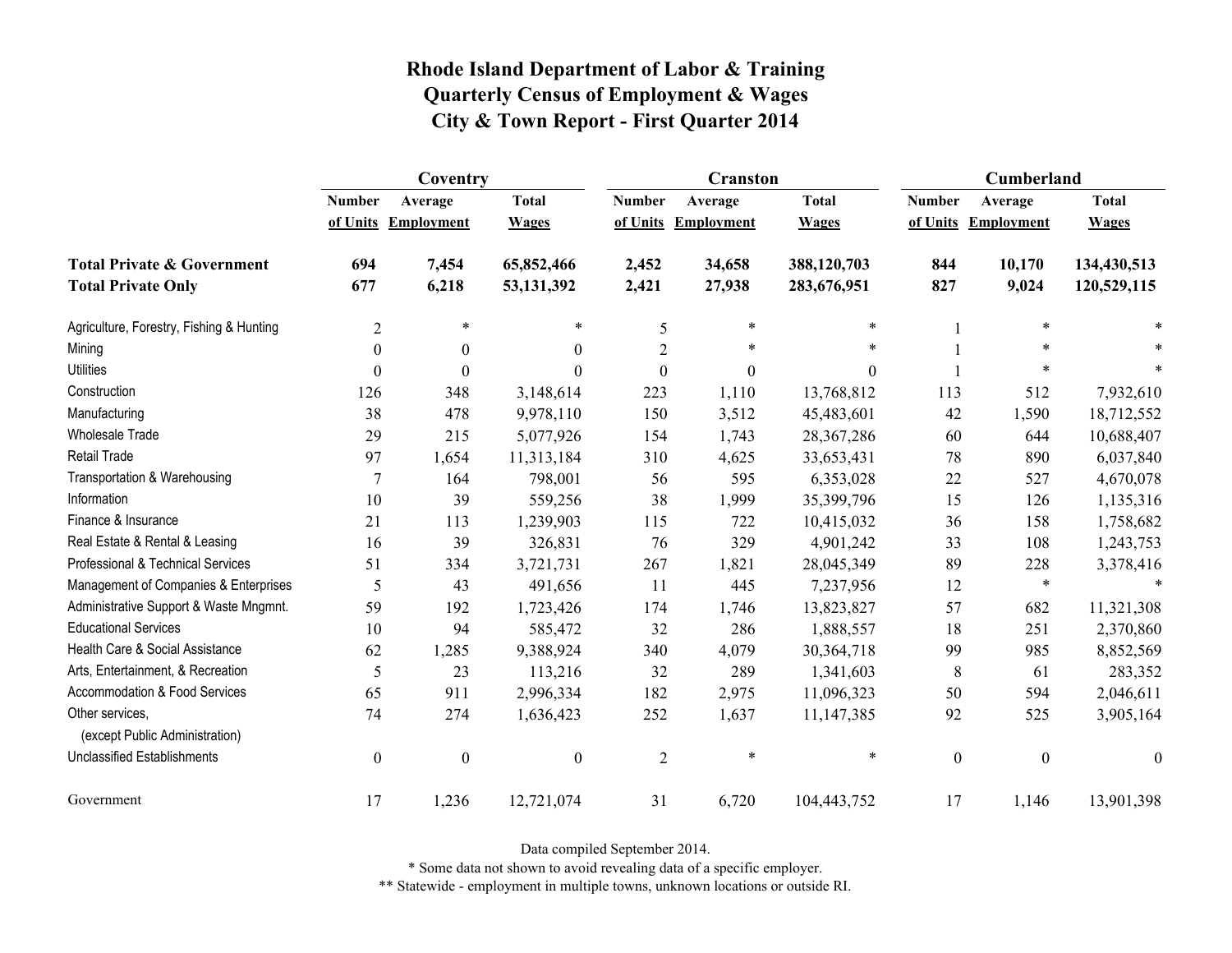# Rhode Island Department of Labor & Training
# Quarterly Census of Employment & Wages
# City & Town Report - First Quarter 2014

| | Coventry | | | Cranston | | | Cumberland | | |
|---|---|---|---|---|---|---|---|---|---|
| | Number of Units | Average Employment | Total Wages | Number of Units | Average Employment | Total Wages | Number of Units | Average Employment | Total Wages |
| **Total Private & Government** | **694** | **7,454** | **65,852,466** | **2,452** | **34,658** | **388,120,703** | **844** | **10,170** | **134,430,513** |
| **Total Private Only** | **677** | **6,218** | **53,131,392** | **2,421** | **27,938** | **283,676,951** | **827** | **9,024** | **120,529,115** |
| Agriculture, Forestry, Fishing & Hunting | 2 | * | * | 5 | * | * | 1 | * | * |
| Mining | 0 | 0 | 0 | 2 | * | * | 1 | * | * |
| Utilities | 0 | 0 | 0 | 0 | 0 | 0 | 1 | * | * |
| Construction | 126 | 348 | 3,148,614 | 223 | 1,110 | 13,768,812 | 113 | 512 | 7,932,610 |
| Manufacturing | 38 | 478 | 9,978,110 | 150 | 3,512 | 45,483,601 | 42 | 1,590 | 18,712,552 |
| Wholesale Trade | 29 | 215 | 5,077,926 | 154 | 1,743 | 28,367,286 | 60 | 644 | 10,688,407 |
| Retail Trade | 97 | 1,654 | 11,313,184 | 310 | 4,625 | 33,653,431 | 78 | 890 | 6,037,840 |
| Transportation & Warehousing | 7 | 164 | 798,001 | 56 | 595 | 6,353,028 | 22 | 527 | 4,670,078 |
| Information | 10 | 39 | 559,256 | 38 | 1,999 | 35,399,796 | 15 | 126 | 1,135,316 |
| Finance & Insurance | 21 | 113 | 1,239,903 | 115 | 722 | 10,415,032 | 36 | 158 | 1,758,682 |
| Real Estate & Rental & Leasing | 16 | 39 | 326,831 | 76 | 329 | 4,901,242 | 33 | 108 | 1,243,753 |
| Professional & Technical Services | 51 | 334 | 3,721,731 | 267 | 1,821 | 28,045,349 | 89 | 228 | 3,378,416 |
| Management of Companies & Enterprises | 5 | 43 | 491,656 | 11 | 445 | 7,237,956 | 12 | * | * |
| Administrative Support & Waste Mngmnt. | 59 | 192 | 1,723,426 | 174 | 1,746 | 13,823,827 | 57 | 682 | 11,321,308 |
| Educational Services | 10 | 94 | 585,472 | 32 | 286 | 1,888,557 | 18 | 251 | 2,370,860 |
| Health Care & Social Assistance | 62 | 1,285 | 9,388,924 | 340 | 4,079 | 30,364,718 | 99 | 985 | 8,852,569 |
| Arts, Entertainment, & Recreation | 5 | 23 | 113,216 | 32 | 289 | 1,341,603 | 8 | 61 | 283,352 |
| Accommodation & Food Services | 65 | 911 | 2,996,334 | 182 | 2,975 | 11,096,323 | 50 | 594 | 2,046,611 |
| Other services, (except Public Administration) | 74 | 274 | 1,636,423 | 252 | 1,637 | 11,147,385 | 92 | 525 | 3,905,164 |
| Unclassified Establishments | 0 | 0 | 0 | 2 | * | * | 0 | 0 | 0 |
| Government | 17 | 1,236 | 12,721,074 | 31 | 6,720 | 104,443,752 | 17 | 1,146 | 13,901,398 |

Data compiled September 2014.

* Some data not shown to avoid revealing data of a specific employer.

** Statewide - employment in multiple towns, unknown locations or outside RI.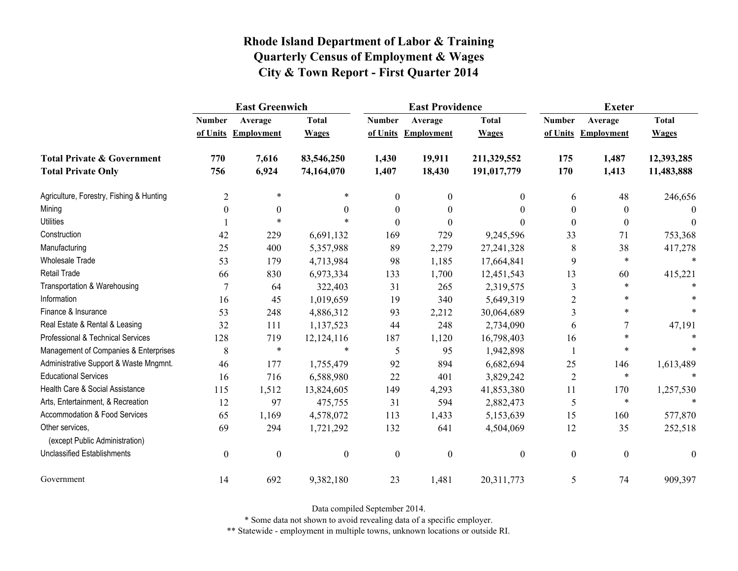# Rhode Island Department of Labor & Training
## Quarterly Census of Employment & Wages
## City & Town Report - First Quarter 2014

| | East Greenwich | | | East Providence | | | Exeter | | |
|---|---|---|---|---|---|---|---|---|---|
| | Number of Units | Average Employment | Total Wages | Number of Units | Average Employment | Total Wages | Number of Units | Average Employment | Total Wages |
| **Total Private & Government** | **770** | **7,616** | **83,546,250** | **1,430** | **19,911** | **211,329,552** | **175** | **1,487** | **12,393,285** |
| **Total Private Only** | **756** | **6,924** | **74,164,070** | **1,407** | **18,430** | **191,017,779** | **170** | **1,413** | **11,483,888** |
| Agriculture, Forestry, Fishing & Hunting | 2 | * | * | 0 | 0 | 0 | 6 | 48 | 246,656 |
| Mining | 0 | 0 | 0 | 0 | 0 | 0 | 0 | 0 | 0 |
| Utilities | 1 | * | * | 0 | 0 | 0 | 0 | 0 | 0 |
| Construction | 42 | 229 | 6,691,132 | 169 | 729 | 9,245,596 | 33 | 71 | 753,368 |
| Manufacturing | 25 | 400 | 5,357,988 | 89 | 2,279 | 27,241,328 | 8 | 38 | 417,278 |
| Wholesale Trade | 53 | 179 | 4,713,984 | 98 | 1,185 | 17,664,841 | 9 | * | * |
| Retail Trade | 66 | 830 | 6,973,334 | 133 | 1,700 | 12,451,543 | 13 | 60 | 415,221 |
| Transportation & Warehousing | 7 | 64 | 322,403 | 31 | 265 | 2,319,575 | 3 | * | * |
| Information | 16 | 45 | 1,019,659 | 19 | 340 | 5,649,319 | 2 | * | * |
| Finance & Insurance | 53 | 248 | 4,886,312 | 93 | 2,212 | 30,064,689 | 3 | * | * |
| Real Estate & Rental & Leasing | 32 | 111 | 1,137,523 | 44 | 248 | 2,734,090 | 6 | 7 | 47,191 |
| Professional & Technical Services | 128 | 719 | 12,124,116 | 187 | 1,120 | 16,798,403 | 16 | * | * |
| Management of Companies & Enterprises | 8 | * | * | 5 | 95 | 1,942,898 | 1 | * | * |
| Administrative Support & Waste Mngmnt. | 46 | 177 | 1,755,479 | 92 | 894 | 6,682,694 | 25 | 146 | 1,613,489 |
| Educational Services | 16 | 716 | 6,588,980 | 22 | 401 | 3,829,242 | 2 | * | * |
| Health Care & Social Assistance | 115 | 1,512 | 13,824,605 | 149 | 4,293 | 41,853,380 | 11 | 170 | 1,257,530 |
| Arts, Entertainment, & Recreation | 12 | 97 | 475,755 | 31 | 594 | 2,882,473 | 5 | * | * |
| Accommodation & Food Services | 65 | 1,169 | 4,578,072 | 113 | 1,433 | 5,153,639 | 15 | 160 | 577,870 |
| Other services, (except Public Administration) | 69 | 294 | 1,721,292 | 132 | 641 | 4,504,069 | 12 | 35 | 252,518 |
| Unclassified Establishments | 0 | 0 | 0 | 0 | 0 | 0 | 0 | 0 | 0 |
| Government | 14 | 692 | 9,382,180 | 23 | 1,481 | 20,311,773 | 5 | 74 | 909,397 |

Data compiled September 2014.

* Some data not shown to avoid revealing data of a specific employer.

** Statewide - employment in multiple towns, unknown locations or outside RI.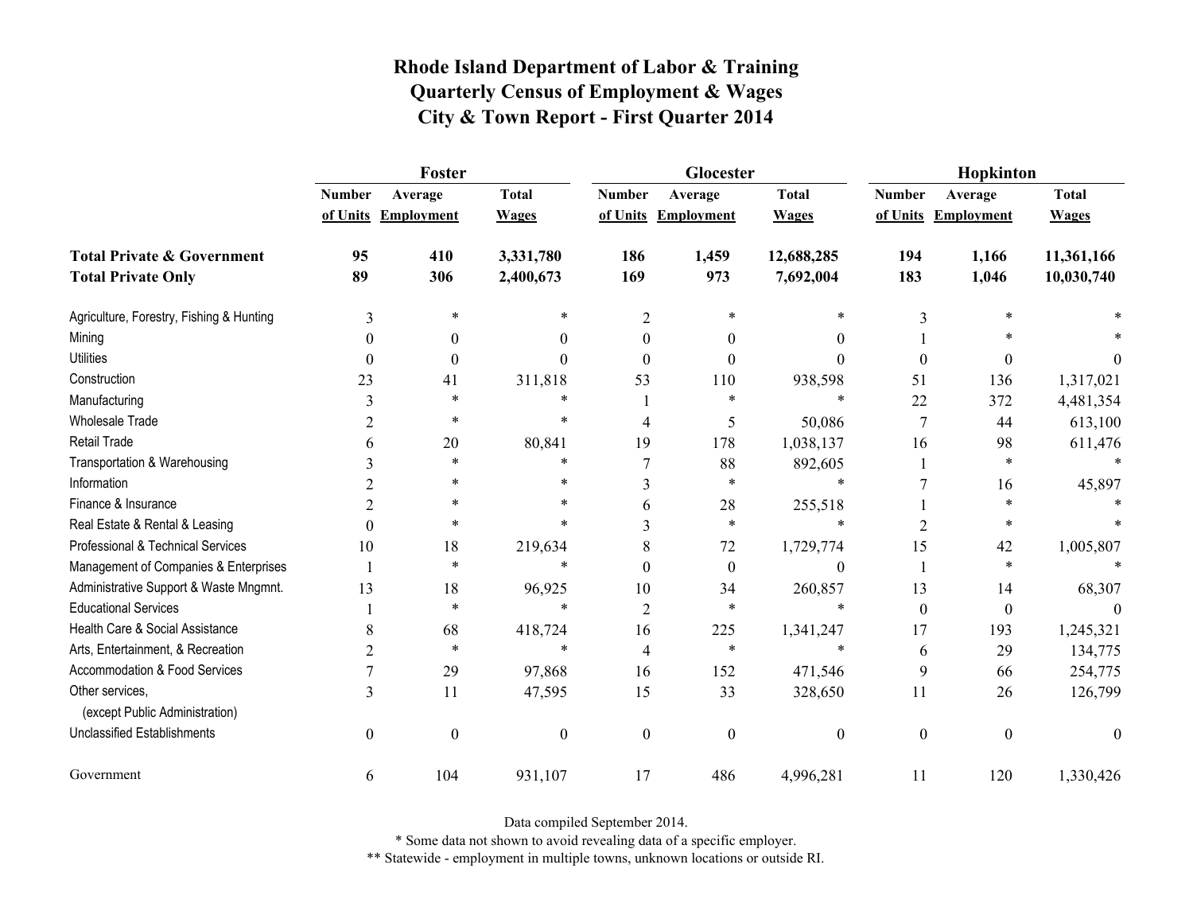# Rhode Island Department of Labor & Training
## Quarterly Census of Employment & Wages
## City & Town Report - First Quarter 2014

| | Foster | | | Glocester | | | Hopkinton | | |
|---|---|---|---|---|---|---|---|---|---|
| | Number of Units | Average Employment | Total Wages | Number of Units | Average Employment | Total Wages | Number of Units | Average Employment | Total Wages |
| **Total Private & Government** | **95** | **410** | **3,331,780** | **186** | **1,459** | **12,688,285** | **194** | **1,166** | **11,361,166** |
| **Total Private Only** | **89** | **306** | **2,400,673** | **169** | **973** | **7,692,004** | **183** | **1,046** | **10,030,740** |
| Agriculture, Forestry, Fishing & Hunting | 3 | * | * | 2 | * | * | 3 | * | * |
| Mining | 0 | 0 | 0 | 0 | 0 | 0 | 1 | * | * |
| Utilities | 0 | 0 | 0 | 0 | 0 | 0 | 0 | 0 | 0 |
| Construction | 23 | 41 | 311,818 | 53 | 110 | 938,598 | 51 | 136 | 1,317,021 |
| Manufacturing | 3 | * | * | 1 | * | * | 22 | 372 | 4,481,354 |
| Wholesale Trade | 2 | * | * | 4 | 5 | 50,086 | 7 | 44 | 613,100 |
| Retail Trade | 6 | 20 | 80,841 | 19 | 178 | 1,038,137 | 16 | 98 | 611,476 |
| Transportation & Warehousing | 3 | * | * | 7 | 88 | 892,605 | 1 | * | * |
| Information | 2 | * | * | 3 | * | * | 7 | 16 | 45,897 |
| Finance & Insurance | 2 | * | * | 6 | 28 | 255,518 | 1 | * | * |
| Real Estate & Rental & Leasing | 0 | * | * | 3 | * | * | 2 | * | * |
| Professional & Technical Services | 10 | 18 | 219,634 | 8 | 72 | 1,729,774 | 15 | 42 | 1,005,807 |
| Management of Companies & Enterprises | 1 | * | * | 0 | 0 | 0 | 1 | * | * |
| Administrative Support & Waste Mngmnt. | 13 | 18 | 96,925 | 10 | 34 | 260,857 | 13 | 14 | 68,307 |
| Educational Services | 1 | * | * | 2 | * | * | 0 | 0 | 0 |
| Health Care & Social Assistance | 8 | 68 | 418,724 | 16 | 225 | 1,341,247 | 17 | 193 | 1,245,321 |
| Arts, Entertainment, & Recreation | 2 | * | * | 4 | * | * | 6 | 29 | 134,775 |
| Accommodation & Food Services | 7 | 29 | 97,868 | 16 | 152 | 471,546 | 9 | 66 | 254,775 |
| Other services, (except Public Administration) | 3 | 11 | 47,595 | 15 | 33 | 328,650 | 11 | 26 | 126,799 |
| Unclassified Establishments | 0 | 0 | 0 | 0 | 0 | 0 | 0 | 0 | 0 |
| Government | 6 | 104 | 931,107 | 17 | 486 | 4,996,281 | 11 | 120 | 1,330,426 |

Data compiled September 2014.

* Some data not shown to avoid revealing data of a specific employer.

** Statewide - employment in multiple towns, unknown locations or outside RI.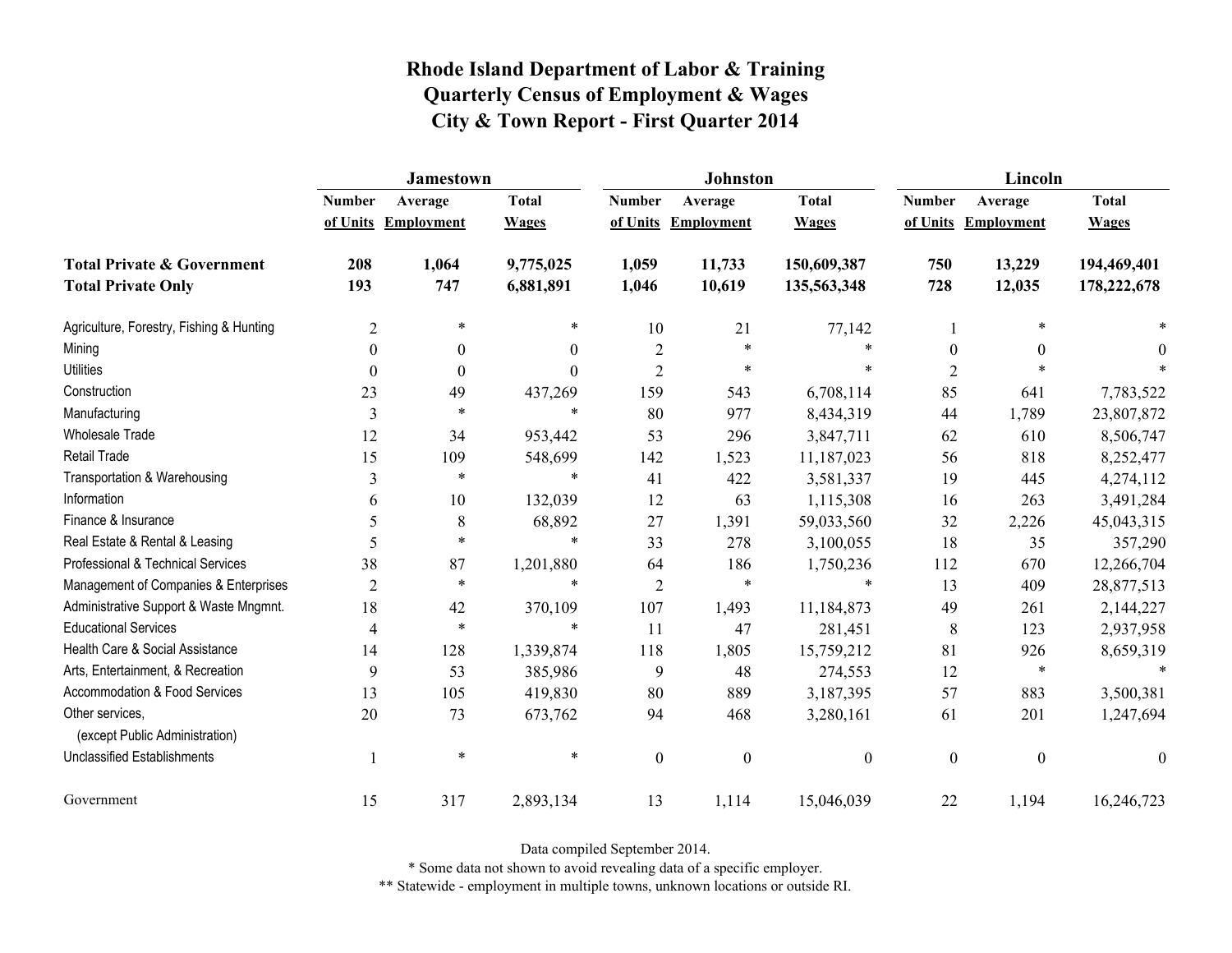# Rhode Island Department of Labor & Training
## Quarterly Census of Employment & Wages
## City & Town Report - First Quarter 2014

| | Jamestown | | | Johnston | | | Lincoln | | |
|---|---|---|---|---|---|---|---|---|---|
| | Number of Units | Average Employment | Total Wages | Number of Units | Average Employment | Total Wages | Number of Units | Average Employment | Total Wages |
| **Total Private & Government** | **208** | **1,064** | **9,775,025** | **1,059** | **11,733** | **150,609,387** | **750** | **13,229** | **194,469,401** |
| **Total Private Only** | **193** | **747** | **6,881,891** | **1,046** | **10,619** | **135,563,348** | **728** | **12,035** | **178,222,678** |
| Agriculture, Forestry, Fishing & Hunting | 2 | * | * | 10 | 21 | 77,142 | 1 | * | * |
| Mining | 0 | 0 | 0 | 2 | * | * | 0 | 0 | 0 |
| Utilities | 0 | 0 | 0 | 2 | * | * | 2 | * | * |
| Construction | 23 | 49 | 437,269 | 159 | 543 | 6,708,114 | 85 | 641 | 7,783,522 |
| Manufacturing | 3 | * | * | 80 | 977 | 8,434,319 | 44 | 1,789 | 23,807,872 |
| Wholesale Trade | 12 | 34 | 953,442 | 53 | 296 | 3,847,711 | 62 | 610 | 8,506,747 |
| Retail Trade | 15 | 109 | 548,699 | 142 | 1,523 | 11,187,023 | 56 | 818 | 8,252,477 |
| Transportation & Warehousing | 3 | * | * | 41 | 422 | 3,581,337 | 19 | 445 | 4,274,112 |
| Information | 6 | 10 | 132,039 | 12 | 63 | 1,115,308 | 16 | 263 | 3,491,284 |
| Finance & Insurance | 5 | 8 | 68,892 | 27 | 1,391 | 59,033,560 | 32 | 2,226 | 45,043,315 |
| Real Estate & Rental & Leasing | 5 | * | * | 33 | 278 | 3,100,055 | 18 | 35 | 357,290 |
| Professional & Technical Services | 38 | 87 | 1,201,880 | 64 | 186 | 1,750,236 | 112 | 670 | 12,266,704 |
| Management of Companies & Enterprises | 2 | * | * | 2 | * | * | 13 | 409 | 28,877,513 |
| Administrative Support & Waste Mngmnt. | 18 | 42 | 370,109 | 107 | 1,493 | 11,184,873 | 49 | 261 | 2,144,227 |
| Educational Services | 4 | * | * | 11 | 47 | 281,451 | 8 | 123 | 2,937,958 |
| Health Care & Social Assistance | 14 | 128 | 1,339,874 | 118 | 1,805 | 15,759,212 | 81 | 926 | 8,659,319 |
| Arts, Entertainment, & Recreation | 9 | 53 | 385,986 | 9 | 48 | 274,553 | 12 | * | * |
| Accommodation & Food Services | 13 | 105 | 419,830 | 80 | 889 | 3,187,395 | 57 | 883 | 3,500,381 |
| Other services, (except Public Administration) | 20 | 73 | 673,762 | 94 | 468 | 3,280,161 | 61 | 201 | 1,247,694 |
| Unclassified Establishments | 1 | * | * | 0 | 0 | 0 | 0 | 0 | 0 |
| Government | 15 | 317 | 2,893,134 | 13 | 1,114 | 15,046,039 | 22 | 1,194 | 16,246,723 |

Data compiled September 2014.

\* Some data not shown to avoid revealing data of a specific employer.

** Statewide - employment in multiple towns, unknown locations or outside RI.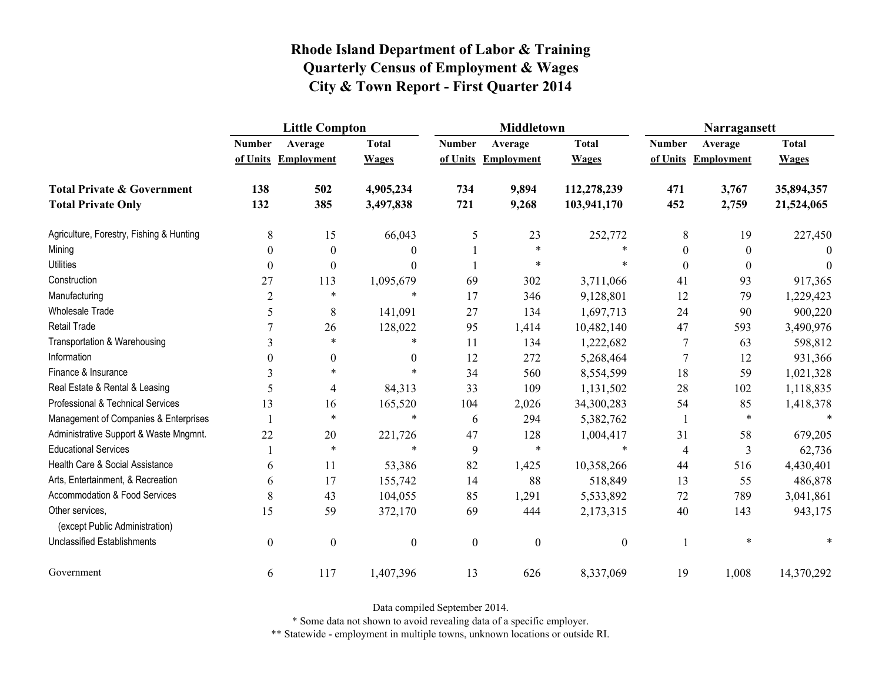# Rhode Island Department of Labor & Training
## Quarterly Census of Employment & Wages
## City & Town Report - First Quarter 2014

| | Little Compton | | | Middletown | | | Narragansett | | |
|---|---|---|---|---|---|---|---|---|---|
| | Number of Units | Average Employment | Total Wages | Number of Units | Average Employment | Total Wages | Number of Units | Average Employment | Total Wages |
| **Total Private & Government** | **138** | **502** | **4,905,234** | **734** | **9,894** | **112,278,239** | **471** | **3,767** | **35,894,357** |
| **Total Private Only** | **132** | **385** | **3,497,838** | **721** | **9,268** | **103,941,170** | **452** | **2,759** | **21,524,065** |
| Agriculture, Forestry, Fishing & Hunting | 8 | 15 | 66,043 | 5 | 23 | 252,772 | 8 | 19 | 227,450 |
| Mining | 0 | 0 | 0 | 1 | * | * | 0 | 0 | 0 |
| Utilities | 0 | 0 | 0 | 1 | * | * | 0 | 0 | 0 |
| Construction | 27 | 113 | 1,095,679 | 69 | 302 | 3,711,066 | 41 | 93 | 917,365 |
| Manufacturing | 2 | * | * | 17 | 346 | 9,128,801 | 12 | 79 | 1,229,423 |
| Wholesale Trade | 5 | 8 | 141,091 | 27 | 134 | 1,697,713 | 24 | 90 | 900,220 |
| Retail Trade | 7 | 26 | 128,022 | 95 | 1,414 | 10,482,140 | 47 | 593 | 3,490,976 |
| Transportation & Warehousing | 3 | * | * | 11 | 134 | 1,222,682 | 7 | 63 | 598,812 |
| Information | 0 | 0 | 0 | 12 | 272 | 5,268,464 | 7 | 12 | 931,366 |
| Finance & Insurance | 3 | * | * | 34 | 560 | 8,554,599 | 18 | 59 | 1,021,328 |
| Real Estate & Rental & Leasing | 5 | 4 | 84,313 | 33 | 109 | 1,131,502 | 28 | 102 | 1,118,835 |
| Professional & Technical Services | 13 | 16 | 165,520 | 104 | 2,026 | 34,300,283 | 54 | 85 | 1,418,378 |
| Management of Companies & Enterprises | 1 | * | * | 6 | 294 | 5,382,762 | 1 | * | * |
| Administrative Support & Waste Mngmnt. | 22 | 20 | 221,726 | 47 | 128 | 1,004,417 | 31 | 58 | 679,205 |
| Educational Services | 1 | * | * | 9 | * | * | 4 | 3 | 62,736 |
| Health Care & Social Assistance | 6 | 11 | 53,386 | 82 | 1,425 | 10,358,266 | 44 | 516 | 4,430,401 |
| Arts, Entertainment, & Recreation | 6 | 17 | 155,742 | 14 | 88 | 518,849 | 13 | 55 | 486,878 |
| Accommodation & Food Services | 8 | 43 | 104,055 | 85 | 1,291 | 5,533,892 | 72 | 789 | 3,041,861 |
| Other services, (except Public Administration) | 15 | 59 | 372,170 | 69 | 444 | 2,173,315 | 40 | 143 | 943,175 |
| Unclassified Establishments | 0 | 0 | 0 | 0 | 0 | 0 | 1 | * | * |
| Government | 6 | 117 | 1,407,396 | 13 | 626 | 8,337,069 | 19 | 1,008 | 14,370,292 |

Data compiled September 2014.

* Some data not shown to avoid revealing data of a specific employer.

** Statewide - employment in multiple towns, unknown locations or outside RI.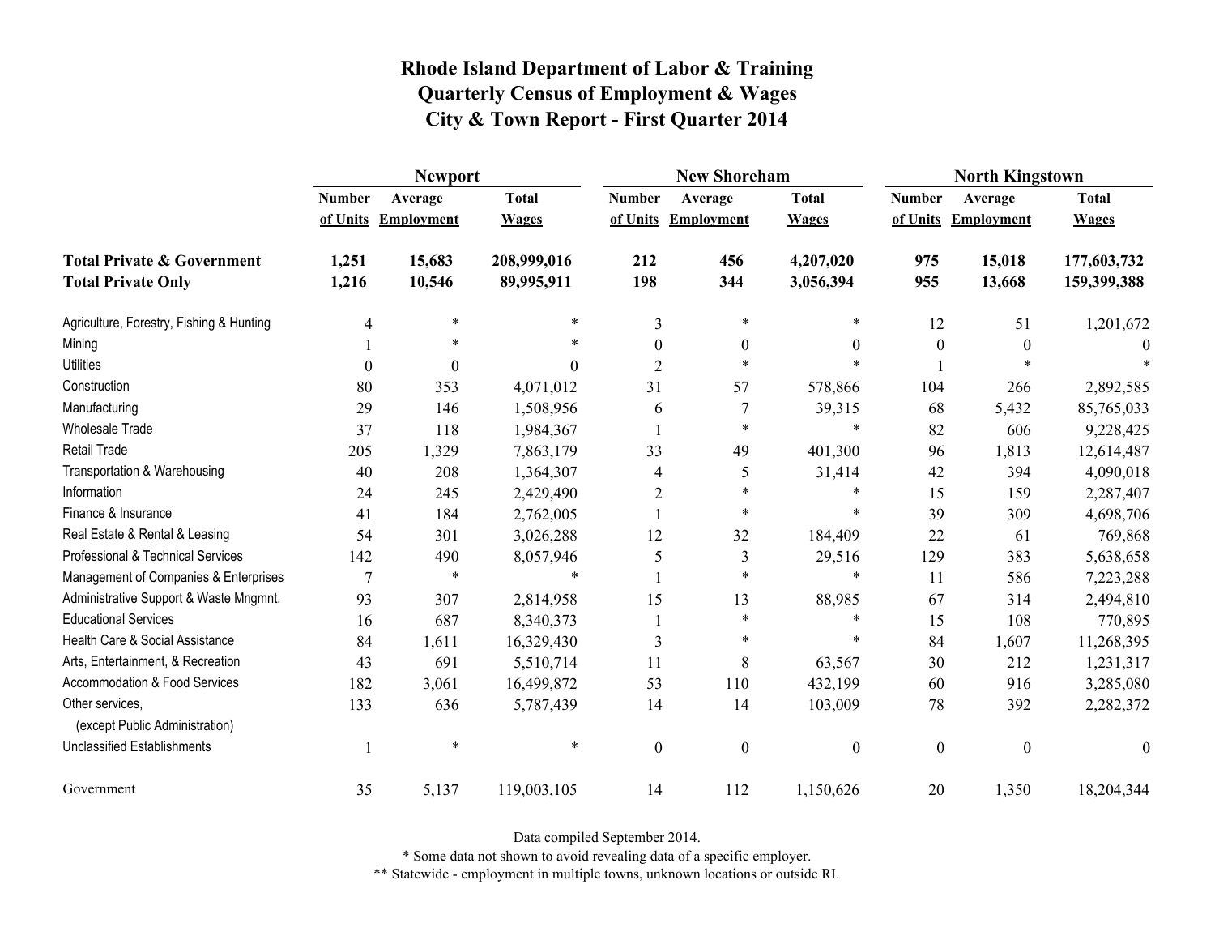# Rhode Island Department of Labor & Training
## Quarterly Census of Employment & Wages
## City & Town Report - First Quarter 2014

| | Newport | | | New Shoreham | | | North Kingstown | | |
|---|---|---|---|---|---|---|---|---|---|
| | Number of Units | Average Employment | Total Wages | Number of Units | Average Employment | Total Wages | Number of Units | Average Employment | Total Wages |
| **Total Private & Government** | **1,251** | **15,683** | **208,999,016** | **212** | **456** | **4,207,020** | **975** | **15,018** | **177,603,732** |
| **Total Private Only** | **1,216** | **10,546** | **89,995,911** | **198** | **344** | **3,056,394** | **955** | **13,668** | **159,399,388** |
| Agriculture, Forestry, Fishing & Hunting | 4 | * | * | 3 | * | * | 12 | 51 | 1,201,672 |
| Mining | 1 | * | * | 0 | 0 | 0 | 0 | 0 | 0 |
| Utilities | 0 | 0 | 0 | 2 | * | * | 1 | * | * |
| Construction | 80 | 353 | 4,071,012 | 31 | 57 | 578,866 | 104 | 266 | 2,892,585 |
| Manufacturing | 29 | 146 | 1,508,956 | 6 | 7 | 39,315 | 68 | 5,432 | 85,765,033 |
| Wholesale Trade | 37 | 118 | 1,984,367 | 1 | * | * | 82 | 606 | 9,228,425 |
| Retail Trade | 205 | 1,329 | 7,863,179 | 33 | 49 | 401,300 | 96 | 1,813 | 12,614,487 |
| Transportation & Warehousing | 40 | 208 | 1,364,307 | 4 | 5 | 31,414 | 42 | 394 | 4,090,018 |
| Information | 24 | 245 | 2,429,490 | 2 | * | * | 15 | 159 | 2,287,407 |
| Finance & Insurance | 41 | 184 | 2,762,005 | 1 | * | * | 39 | 309 | 4,698,706 |
| Real Estate & Rental & Leasing | 54 | 301 | 3,026,288 | 12 | 32 | 184,409 | 22 | 61 | 769,868 |
| Professional & Technical Services | 142 | 490 | 8,057,946 | 5 | 3 | 29,516 | 129 | 383 | 5,638,658 |
| Management of Companies & Enterprises | 7 | * | * | 1 | * | * | 11 | 586 | 7,223,288 |
| Administrative Support & Waste Mngmnt. | 93 | 307 | 2,814,958 | 15 | 13 | 88,985 | 67 | 314 | 2,494,810 |
| Educational Services | 16 | 687 | 8,340,373 | 1 | * | * | 15 | 108 | 770,895 |
| Health Care & Social Assistance | 84 | 1,611 | 16,329,430 | 3 | * | * | 84 | 1,607 | 11,268,395 |
| Arts, Entertainment, & Recreation | 43 | 691 | 5,510,714 | 11 | 8 | 63,567 | 30 | 212 | 1,231,317 |
| Accommodation & Food Services | 182 | 3,061 | 16,499,872 | 53 | 110 | 432,199 | 60 | 916 | 3,285,080 |
| Other services, (except Public Administration) | 133 | 636 | 5,787,439 | 14 | 14 | 103,009 | 78 | 392 | 2,282,372 |
| Unclassified Establishments | 1 | * | * | 0 | 0 | 0 | 0 | 0 | 0 |
| Government | 35 | 5,137 | 119,003,105 | 14 | 112 | 1,150,626 | 20 | 1,350 | 18,204,344 |

Data compiled September 2014.

* Some data not shown to avoid revealing data of a specific employer.

** Statewide - employment in multiple towns, unknown locations or outside RI.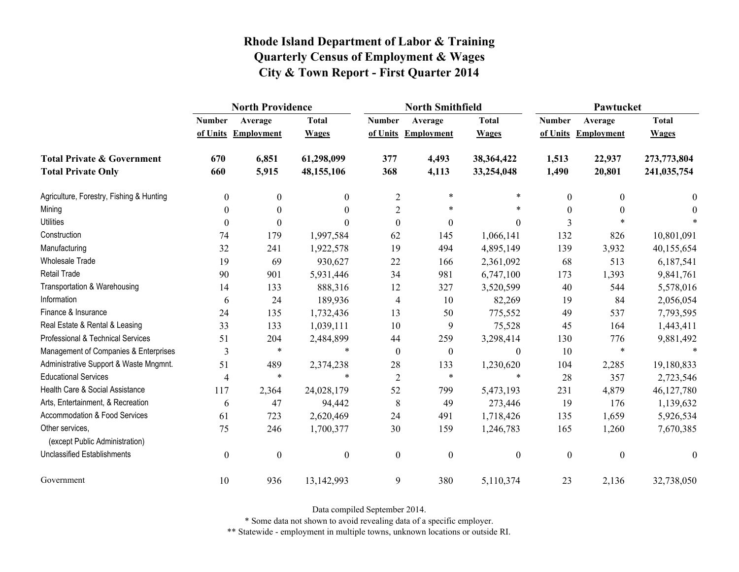# Rhode Island Department of Labor & Training
## Quarterly Census of Employment & Wages
## City & Town Report - First Quarter 2014

| | North Providence | | | North Smithfield | | | Pawtucket | | |
|---|---|---|---|---|---|---|---|---|---|
| | Number of Units | Average Employment | Total Wages | Number of Units | Average Employment | Total Wages | Number of Units | Average Employment | Total Wages |
| **Total Private & Government** | **670** | **6,851** | **61,298,099** | **377** | **4,493** | **38,364,422** | **1,513** | **22,937** | **273,773,804** |
| **Total Private Only** | **660** | **5,915** | **48,155,106** | **368** | **4,113** | **33,254,048** | **1,490** | **20,801** | **241,035,754** |
| Agriculture, Forestry, Fishing & Hunting | 0 | 0 | 0 | 2 | * | * | 0 | 0 | 0 |
| Mining | 0 | 0 | 0 | 2 | * | * | 0 | 0 | 0 |
| Utilities | 0 | 0 | 0 | 0 | 0 | 0 | 3 | * | * |
| Construction | 74 | 179 | 1,997,584 | 62 | 145 | 1,066,141 | 132 | 826 | 10,801,091 |
| Manufacturing | 32 | 241 | 1,922,578 | 19 | 494 | 4,895,149 | 139 | 3,932 | 40,155,654 |
| Wholesale Trade | 19 | 69 | 930,627 | 22 | 166 | 2,361,092 | 68 | 513 | 6,187,541 |
| Retail Trade | 90 | 901 | 5,931,446 | 34 | 981 | 6,747,100 | 173 | 1,393 | 9,841,761 |
| Transportation & Warehousing | 14 | 133 | 888,316 | 12 | 327 | 3,520,599 | 40 | 544 | 5,578,016 |
| Information | 6 | 24 | 189,936 | 4 | 10 | 82,269 | 19 | 84 | 2,056,054 |
| Finance & Insurance | 24 | 135 | 1,732,436 | 13 | 50 | 775,552 | 49 | 537 | 7,793,595 |
| Real Estate & Rental & Leasing | 33 | 133 | 1,039,111 | 10 | 9 | 75,528 | 45 | 164 | 1,443,411 |
| Professional & Technical Services | 51 | 204 | 2,484,899 | 44 | 259 | 3,298,414 | 130 | 776 | 9,881,492 |
| Management of Companies & Enterprises | 3 | * | * | 0 | 0 | 0 | 10 | * | * |
| Administrative Support & Waste Mngmnt. | 51 | 489 | 2,374,238 | 28 | 133 | 1,230,620 | 104 | 2,285 | 19,180,833 |
| Educational Services | 4 | * | * | 2 | * | * | 28 | 357 | 2,723,546 |
| Health Care & Social Assistance | 117 | 2,364 | 24,028,179 | 52 | 799 | 5,473,193 | 231 | 4,879 | 46,127,780 |
| Arts, Entertainment, & Recreation | 6 | 47 | 94,442 | 8 | 49 | 273,446 | 19 | 176 | 1,139,632 |
| Accommodation & Food Services | 61 | 723 | 2,620,469 | 24 | 491 | 1,718,426 | 135 | 1,659 | 5,926,534 |
| Other services, (except Public Administration) | 75 | 246 | 1,700,377 | 30 | 159 | 1,246,783 | 165 | 1,260 | 7,670,385 |
| Unclassified Establishments | 0 | 0 | 0 | 0 | 0 | 0 | 0 | 0 | 0 |
| Government | 10 | 936 | 13,142,993 | 9 | 380 | 5,110,374 | 23 | 2,136 | 32,738,050 |

Data compiled September 2014.

* Some data not shown to avoid revealing data of a specific employer.

** Statewide - employment in multiple towns, unknown locations or outside RI.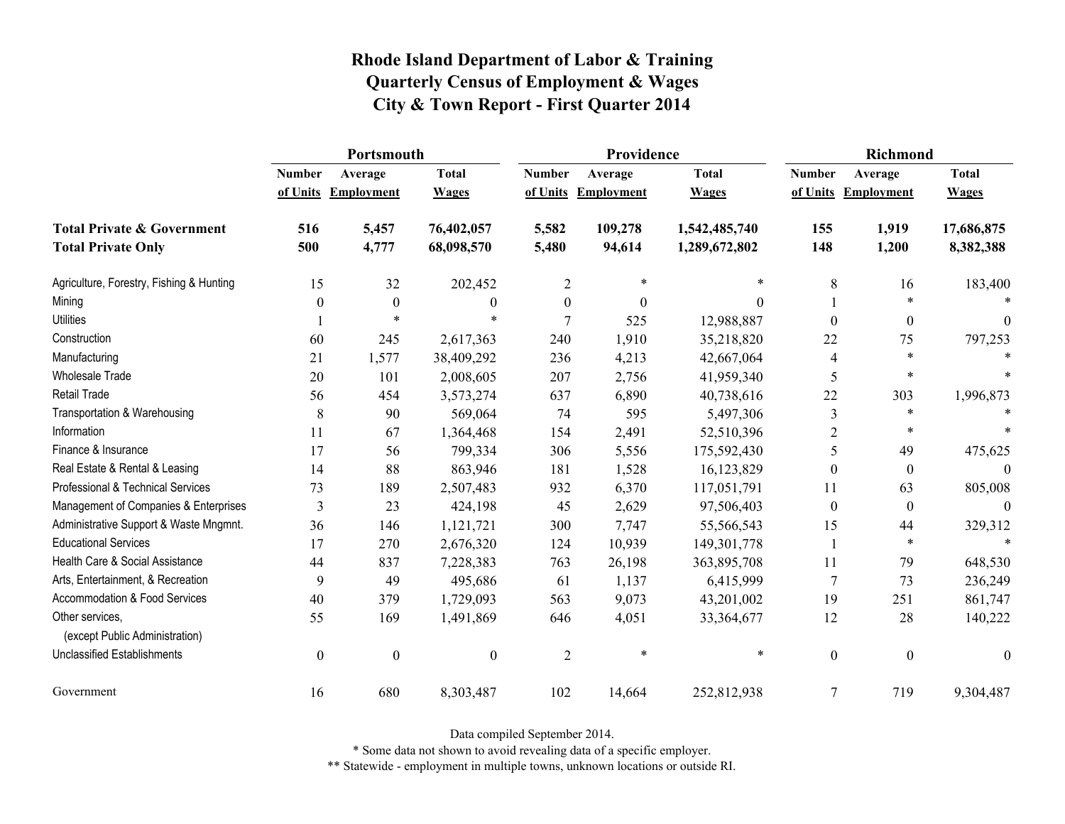# Rhode Island Department of Labor & Training
## Quarterly Census of Employment & Wages
## City & Town Report - First Quarter 2014

| | Portsmouth | | | Providence | | | Richmond | | |
|---|---|---|---|---|---|---|---|---|---|
| | Number of Units | Average Employment | Total Wages | Number of Units | Average Employment | Total Wages | Number of Units | Average Employment | Total Wages |
| **Total Private & Government** | **516** | **5,457** | **76,402,057** | **5,582** | **109,278** | **1,542,485,740** | **155** | **1,919** | **17,686,875** |
| **Total Private Only** | **500** | **4,777** | **68,098,570** | **5,480** | **94,614** | **1,289,672,802** | **148** | **1,200** | **8,382,388** |
| Agriculture, Forestry, Fishing & Hunting | 15 | 32 | 202,452 | 2 | * | * | 8 | 16 | 183,400 |
| Mining | 0 | 0 | 0 | 0 | 0 | 0 | 1 | * | * |
| Utilities | 1 | * | * | 7 | 525 | 12,988,887 | 0 | 0 | 0 |
| Construction | 60 | 245 | 2,617,363 | 240 | 1,910 | 35,218,820 | 22 | 75 | 797,253 |
| Manufacturing | 21 | 1,577 | 38,409,292 | 236 | 4,213 | 42,667,064 | 4 | * | * |
| Wholesale Trade | 20 | 101 | 2,008,605 | 207 | 2,756 | 41,959,340 | 5 | * | * |
| Retail Trade | 56 | 454 | 3,573,274 | 637 | 6,890 | 40,738,616 | 22 | 303 | 1,996,873 |
| Transportation & Warehousing | 8 | 90 | 569,064 | 74 | 595 | 5,497,306 | 3 | * | * |
| Information | 11 | 67 | 1,364,468 | 154 | 2,491 | 52,510,396 | 2 | * | * |
| Finance & Insurance | 17 | 56 | 799,334 | 306 | 5,556 | 175,592,430 | 5 | 49 | 475,625 |
| Real Estate & Rental & Leasing | 14 | 88 | 863,946 | 181 | 1,528 | 16,123,829 | 0 | 0 | 0 |
| Professional & Technical Services | 73 | 189 | 2,507,483 | 932 | 6,370 | 117,051,791 | 11 | 63 | 805,008 |
| Management of Companies & Enterprises | 3 | 23 | 424,198 | 45 | 2,629 | 97,506,403 | 0 | 0 | 0 |
| Administrative Support & Waste Mngmnt. | 36 | 146 | 1,121,721 | 300 | 7,747 | 55,566,543 | 15 | 44 | 329,312 |
| Educational Services | 17 | 270 | 2,676,320 | 124 | 10,939 | 149,301,778 | 1 | * | * |
| Health Care & Social Assistance | 44 | 837 | 7,228,383 | 763 | 26,198 | 363,895,708 | 11 | 79 | 648,530 |
| Arts, Entertainment, & Recreation | 9 | 49 | 495,686 | 61 | 1,137 | 6,415,999 | 7 | 73 | 236,249 |
| Accommodation & Food Services | 40 | 379 | 1,729,093 | 563 | 9,073 | 43,201,002 | 19 | 251 | 861,747 |
| Other services, (except Public Administration) | 55 | 169 | 1,491,869 | 646 | 4,051 | 33,364,677 | 12 | 28 | 140,222 |
| Unclassified Establishments | 0 | 0 | 0 | 2 | * | * | 0 | 0 | 0 |
| Government | 16 | 680 | 8,303,487 | 102 | 14,664 | 252,812,938 | 7 | 719 | 9,304,487 |

Data compiled September 2014.

* Some data not shown to avoid revealing data of a specific employer.

** Statewide - employment in multiple towns, unknown locations or outside RI.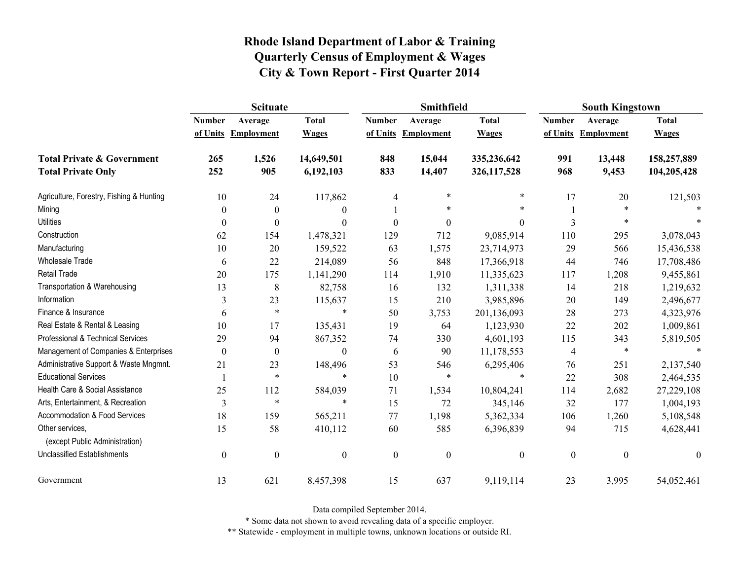# Rhode Island Department of Labor & Training
## Quarterly Census of Employment & Wages
## City & Town Report - First Quarter 2014

| | Scituate | | | Smithfield | | | South Kingstown | | |
|---|---|---|---|---|---|---|---|---|---|
| | Number of Units | Average Employment | Total Wages | Number of Units | Average Employment | Total Wages | Number of Units | Average Employment | Total Wages |
| **Total Private & Government** | **265** | **1,526** | **14,649,501** | **848** | **15,044** | **335,236,642** | **991** | **13,448** | **158,257,889** |
| **Total Private Only** | **252** | **905** | **6,192,103** | **833** | **14,407** | **326,117,528** | **968** | **9,453** | **104,205,428** |
| Agriculture, Forestry, Fishing & Hunting | 10 | 24 | 117,862 | 4 | * | * | 17 | 20 | 121,503 |
| Mining | 0 | 0 | 0 | 1 | * | * | 1 | * | * |
| Utilities | 0 | 0 | 0 | 0 | 0 | 0 | 3 | * | * |
| Construction | 62 | 154 | 1,478,321 | 129 | 712 | 9,085,914 | 110 | 295 | 3,078,043 |
| Manufacturing | 10 | 20 | 159,522 | 63 | 1,575 | 23,714,973 | 29 | 566 | 15,436,538 |
| Wholesale Trade | 6 | 22 | 214,089 | 56 | 848 | 17,366,918 | 44 | 746 | 17,708,486 |
| Retail Trade | 20 | 175 | 1,141,290 | 114 | 1,910 | 11,335,623 | 117 | 1,208 | 9,455,861 |
| Transportation & Warehousing | 13 | 8 | 82,758 | 16 | 132 | 1,311,338 | 14 | 218 | 1,219,632 |
| Information | 3 | 23 | 115,637 | 15 | 210 | 3,985,896 | 20 | 149 | 2,496,677 |
| Finance & Insurance | 6 | * | * | 50 | 3,753 | 201,136,093 | 28 | 273 | 4,323,976 |
| Real Estate & Rental & Leasing | 10 | 17 | 135,431 | 19 | 64 | 1,123,930 | 22 | 202 | 1,009,861 |
| Professional & Technical Services | 29 | 94 | 867,352 | 74 | 330 | 4,601,193 | 115 | 343 | 5,819,505 |
| Management of Companies & Enterprises | 0 | 0 | 0 | 6 | 90 | 11,178,553 | 4 | * | * |
| Administrative Support & Waste Mngmnt. | 21 | 23 | 148,496 | 53 | 546 | 6,295,406 | 76 | 251 | 2,137,540 |
| Educational Services | 1 | * | * | 10 | * | * | 22 | 308 | 2,464,535 |
| Health Care & Social Assistance | 25 | 112 | 584,039 | 71 | 1,534 | 10,804,241 | 114 | 2,682 | 27,229,108 |
| Arts, Entertainment, & Recreation | 3 | * | * | 15 | 72 | 345,146 | 32 | 177 | 1,004,193 |
| Accommodation & Food Services | 18 | 159 | 565,211 | 77 | 1,198 | 5,362,334 | 106 | 1,260 | 5,108,548 |
| Other services, (except Public Administration) | 15 | 58 | 410,112 | 60 | 585 | 6,396,839 | 94 | 715 | 4,628,441 |
| Unclassified Establishments | 0 | 0 | 0 | 0 | 0 | 0 | 0 | 0 | 0 |
| Government | 13 | 621 | 8,457,398 | 15 | 637 | 9,119,114 | 23 | 3,995 | 54,052,461 |

Data compiled September 2014.

* Some data not shown to avoid revealing data of a specific employer.

** Statewide - employment in multiple towns, unknown locations or outside RI.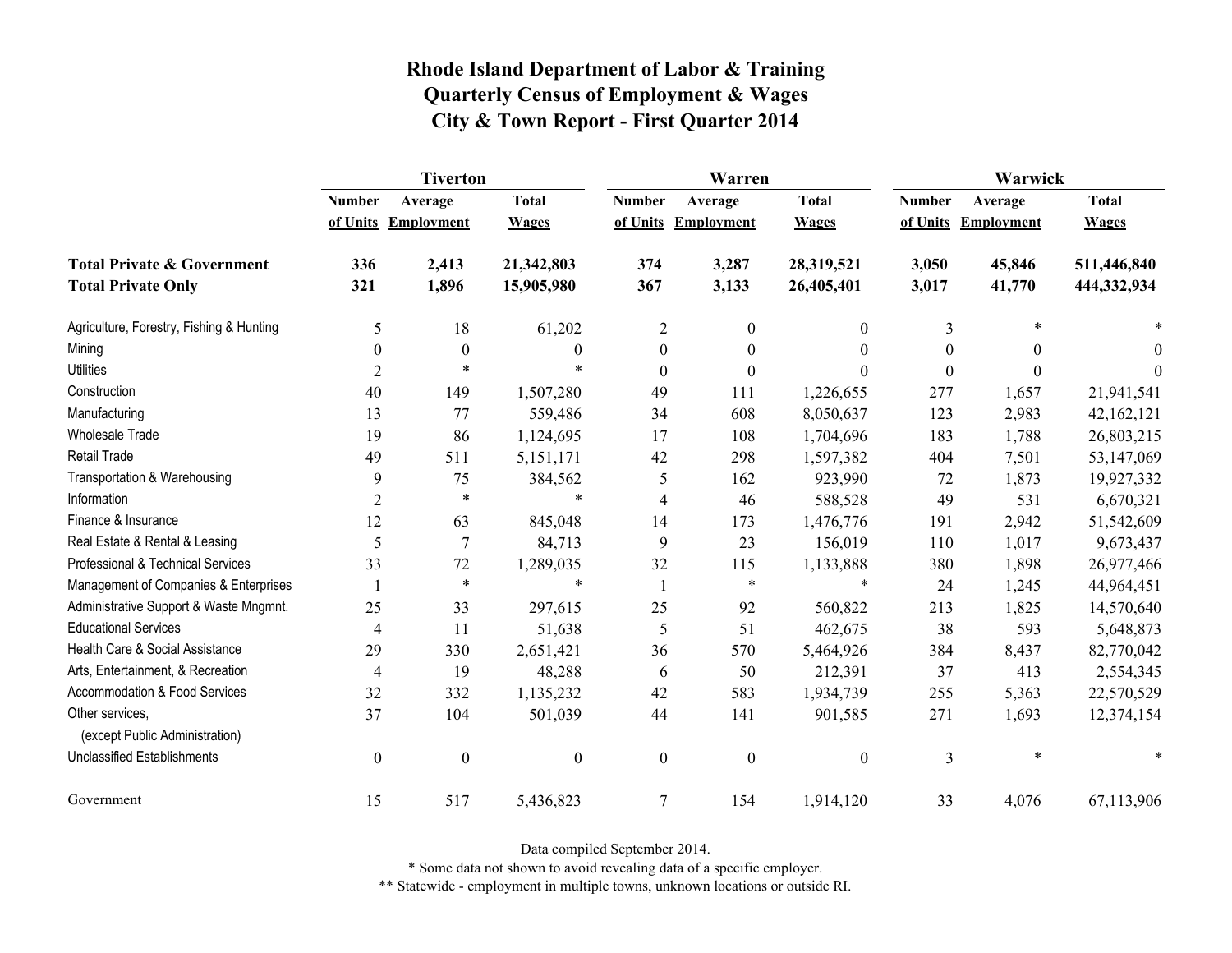# Rhode Island Department of Labor & Training
## Quarterly Census of Employment & Wages
## City & Town Report - First Quarter 2014

| | Tiverton | | | Warren | | | Warwick | | |
|---|---|---|---|---|---|---|---|---|---|
| | Number of Units | Average Employment | Total Wages | Number of Units | Average Employment | Total Wages | Number of Units | Average Employment | Total Wages |
| **Total Private & Government** | **336** | **2,413** | **21,342,803** | **374** | **3,287** | **28,319,521** | **3,050** | **45,846** | **511,446,840** |
| **Total Private Only** | **321** | **1,896** | **15,905,980** | **367** | **3,133** | **26,405,401** | **3,017** | **41,770** | **444,332,934** |
| Agriculture, Forestry, Fishing & Hunting | 5 | 18 | 61,202 | 2 | 0 | 0 | 3 | * | * |
| Mining | 0 | 0 | 0 | 0 | 0 | 0 | 0 | 0 | 0 |
| Utilities | 2 | * | * | 0 | 0 | 0 | 0 | 0 | 0 |
| Construction | 40 | 149 | 1,507,280 | 49 | 111 | 1,226,655 | 277 | 1,657 | 21,941,541 |
| Manufacturing | 13 | 77 | 559,486 | 34 | 608 | 8,050,637 | 123 | 2,983 | 42,162,121 |
| Wholesale Trade | 19 | 86 | 1,124,695 | 17 | 108 | 1,704,696 | 183 | 1,788 | 26,803,215 |
| Retail Trade | 49 | 511 | 5,151,171 | 42 | 298 | 1,597,382 | 404 | 7,501 | 53,147,069 |
| Transportation & Warehousing | 9 | 75 | 384,562 | 5 | 162 | 923,990 | 72 | 1,873 | 19,927,332 |
| Information | 2 | * | * | 4 | 46 | 588,528 | 49 | 531 | 6,670,321 |
| Finance & Insurance | 12 | 63 | 845,048 | 14 | 173 | 1,476,776 | 191 | 2,942 | 51,542,609 |
| Real Estate & Rental & Leasing | 5 | 7 | 84,713 | 9 | 23 | 156,019 | 110 | 1,017 | 9,673,437 |
| Professional & Technical Services | 33 | 72 | 1,289,035 | 32 | 115 | 1,133,888 | 380 | 1,898 | 26,977,466 |
| Management of Companies & Enterprises | 1 | * | * | 1 | * | * | 24 | 1,245 | 44,964,451 |
| Administrative Support & Waste Mngmnt. | 25 | 33 | 297,615 | 25 | 92 | 560,822 | 213 | 1,825 | 14,570,640 |
| Educational Services | 4 | 11 | 51,638 | 5 | 51 | 462,675 | 38 | 593 | 5,648,873 |
| Health Care & Social Assistance | 29 | 330 | 2,651,421 | 36 | 570 | 5,464,926 | 384 | 8,437 | 82,770,042 |
| Arts, Entertainment, & Recreation | 4 | 19 | 48,288 | 6 | 50 | 212,391 | 37 | 413 | 2,554,345 |
| Accommodation & Food Services | 32 | 332 | 1,135,232 | 42 | 583 | 1,934,739 | 255 | 5,363 | 22,570,529 |
| Other services, (except Public Administration) | 37 | 104 | 501,039 | 44 | 141 | 901,585 | 271 | 1,693 | 12,374,154 |
| Unclassified Establishments | 0 | 0 | 0 | 0 | 0 | 0 | 3 | * | * |
| Government | 15 | 517 | 5,436,823 | 7 | 154 | 1,914,120 | 33 | 4,076 | 67,113,906 |

Data compiled September 2014.

* Some data not shown to avoid revealing data of a specific employer.

** Statewide - employment in multiple towns, unknown locations or outside RI.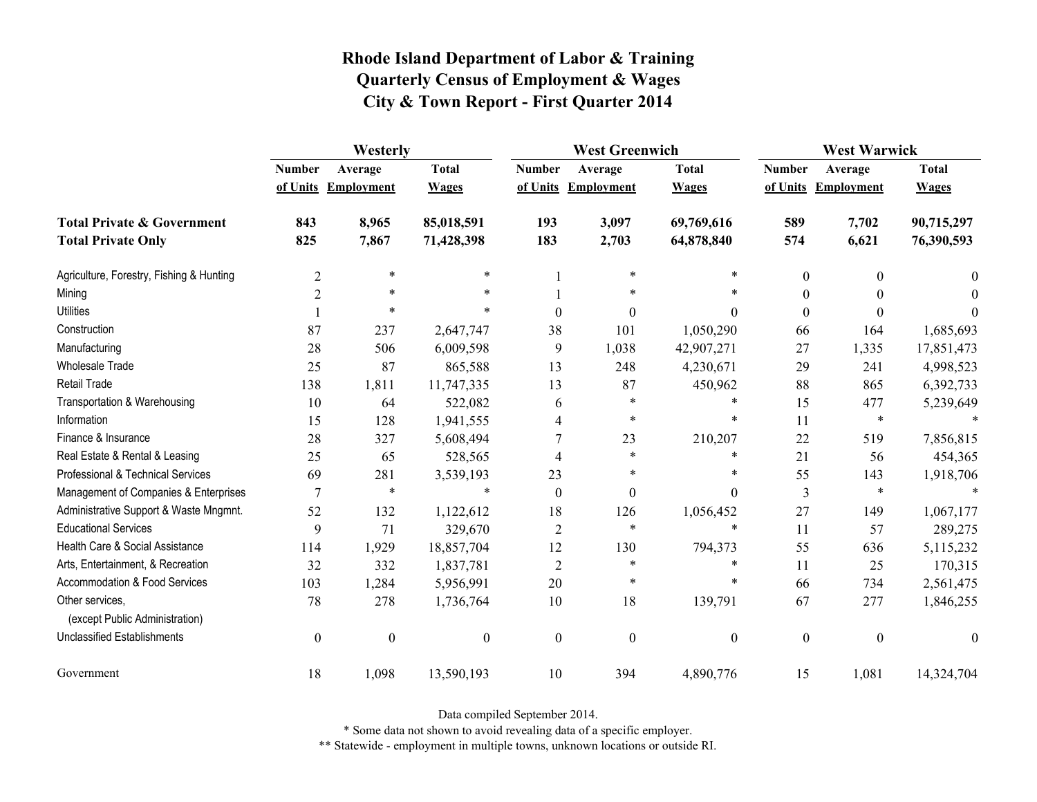# Rhode Island Department of Labor & Training
## Quarterly Census of Employment & Wages
## City & Town Report - First Quarter 2014

| | Westerly | | | West Greenwich | | | West Warwick | | |
|---|---|---|---|---|---|---|---|---|---|
| | Number of Units | Average Employment | Total Wages | Number of Units | Average Employment | Total Wages | Number of Units | Average Employment | Total Wages |
| **Total Private & Government** | **843** | **8,965** | **85,018,591** | **193** | **3,097** | **69,769,616** | **589** | **7,702** | **90,715,297** |
| **Total Private Only** | **825** | **7,867** | **71,428,398** | **183** | **2,703** | **64,878,840** | **574** | **6,621** | **76,390,593** |
| Agriculture, Forestry, Fishing & Hunting | 2 | * | * | 1 | * | * | 0 | 0 | 0 |
| Mining | 2 | * | * | 1 | * | * | 0 | 0 | 0 |
| Utilities | 1 | * | * | 0 | 0 | 0 | 0 | 0 | 0 |
| Construction | 87 | 237 | 2,647,747 | 38 | 101 | 1,050,290 | 66 | 164 | 1,685,693 |
| Manufacturing | 28 | 506 | 6,009,598 | 9 | 1,038 | 42,907,271 | 27 | 1,335 | 17,851,473 |
| Wholesale Trade | 25 | 87 | 865,588 | 13 | 248 | 4,230,671 | 29 | 241 | 4,998,523 |
| Retail Trade | 138 | 1,811 | 11,747,335 | 13 | 87 | 450,962 | 88 | 865 | 6,392,733 |
| Transportation & Warehousing | 10 | 64 | 522,082 | 6 | * | * | 15 | 477 | 5,239,649 |
| Information | 15 | 128 | 1,941,555 | 4 | * | * | 11 | * | * |
| Finance & Insurance | 28 | 327 | 5,608,494 | 7 | 23 | 210,207 | 22 | 519 | 7,856,815 |
| Real Estate & Rental & Leasing | 25 | 65 | 528,565 | 4 | * | * | 21 | 56 | 454,365 |
| Professional & Technical Services | 69 | 281 | 3,539,193 | 23 | * | * | 55 | 143 | 1,918,706 |
| Management of Companies & Enterprises | 7 | * | * | 0 | 0 | 0 | 3 | * | * |
| Administrative Support & Waste Mngmnt. | 52 | 132 | 1,122,612 | 18 | 126 | 1,056,452 | 27 | 149 | 1,067,177 |
| Educational Services | 9 | 71 | 329,670 | 2 | * | * | 11 | 57 | 289,275 |
| Health Care & Social Assistance | 114 | 1,929 | 18,857,704 | 12 | 130 | 794,373 | 55 | 636 | 5,115,232 |
| Arts, Entertainment, & Recreation | 32 | 332 | 1,837,781 | 2 | * | * | 11 | 25 | 170,315 |
| Accommodation & Food Services | 103 | 1,284 | 5,956,991 | 20 | * | * | 66 | 734 | 2,561,475 |
| Other services, (except Public Administration) | 78 | 278 | 1,736,764 | 10 | 18 | 139,791 | 67 | 277 | 1,846,255 |
| Unclassified Establishments | 0 | 0 | 0 | 0 | 0 | 0 | 0 | 0 | 0 |
| Government | 18 | 1,098 | 13,590,193 | 10 | 394 | 4,890,776 | 15 | 1,081 | 14,324,704 |

Data compiled September 2014.

* Some data not shown to avoid revealing data of a specific employer.

** Statewide - employment in multiple towns, unknown locations or outside RI.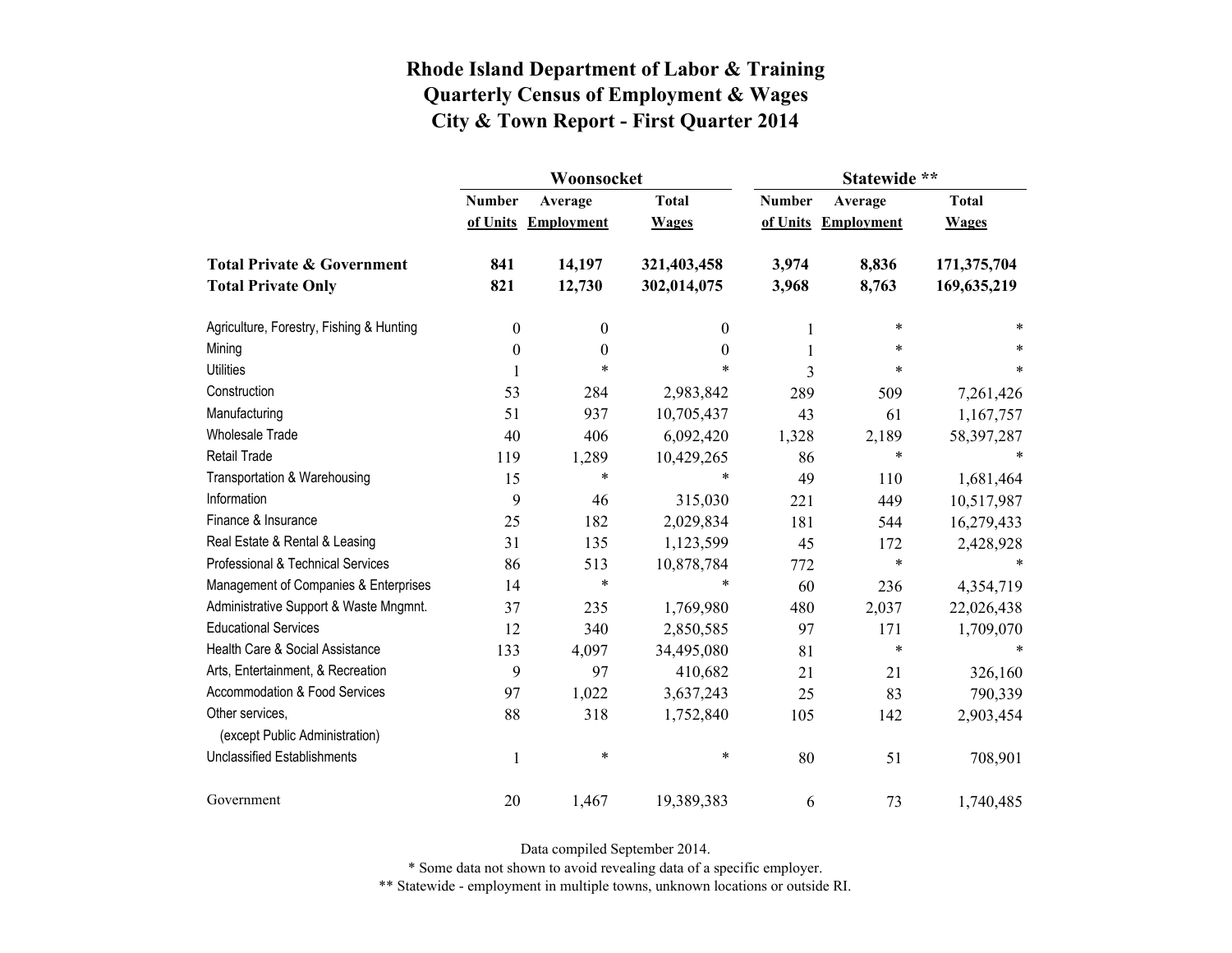# Rhode Island Department of Labor & Training
## Quarterly Census of Employment & Wages
## City & Town Report - First Quarter 2014

| | Woonsocket | | | Statewide ** | | |
|---|---|---|---|---|---|---|
| | Number of Units | Average Employment | Total Wages | Number of Units | Average Employment | Total Wages |
| **Total Private & Government** | **841** | **14,197** | **321,403,458** | **3,974** | **8,836** | **171,375,704** |
| **Total Private Only** | **821** | **12,730** | **302,014,075** | **3,968** | **8,763** | **169,635,219** |
| Agriculture, Forestry, Fishing & Hunting | 0 | 0 | 0 | 1 | * | * |
| Mining | 0 | 0 | 0 | 1 | * | * |
| Utilities | 1 | * | * | 3 | * | * |
| Construction | 53 | 284 | 2,983,842 | 289 | 509 | 7,261,426 |
| Manufacturing | 51 | 937 | 10,705,437 | 43 | 61 | 1,167,757 |
| Wholesale Trade | 40 | 406 | 6,092,420 | 1,328 | 2,189 | 58,397,287 |
| Retail Trade | 119 | 1,289 | 10,429,265 | 86 | * | * |
| Transportation & Warehousing | 15 | * | * | 49 | 110 | 1,681,464 |
| Information | 9 | 46 | 315,030 | 221 | 449 | 10,517,987 |
| Finance & Insurance | 25 | 182 | 2,029,834 | 181 | 544 | 16,279,433 |
| Real Estate & Rental & Leasing | 31 | 135 | 1,123,599 | 45 | 172 | 2,428,928 |
| Professional & Technical Services | 86 | 513 | 10,878,784 | 772 | * | * |
| Management of Companies & Enterprises | 14 | * | * | 60 | 236 | 4,354,719 |
| Administrative Support & Waste Mngmnt. | 37 | 235 | 1,769,980 | 480 | 2,037 | 22,026,438 |
| Educational Services | 12 | 340 | 2,850,585 | 97 | 171 | 1,709,070 |
| Health Care & Social Assistance | 133 | 4,097 | 34,495,080 | 81 | * | * |
| Arts, Entertainment, & Recreation | 9 | 97 | 410,682 | 21 | 21 | 326,160 |
| Accommodation & Food Services | 97 | 1,022 | 3,637,243 | 25 | 83 | 790,339 |
| Other services, (except Public Administration) | 88 | 318 | 1,752,840 | 105 | 142 | 2,903,454 |
| Unclassified Establishments | 1 | * | * | 80 | 51 | 708,901 |
| Government | 20 | 1,467 | 19,389,383 | 6 | 73 | 1,740,485 |

Data compiled September 2014.

* Some data not shown to avoid revealing data of a specific employer.

** Statewide - employment in multiple towns, unknown locations or outside RI.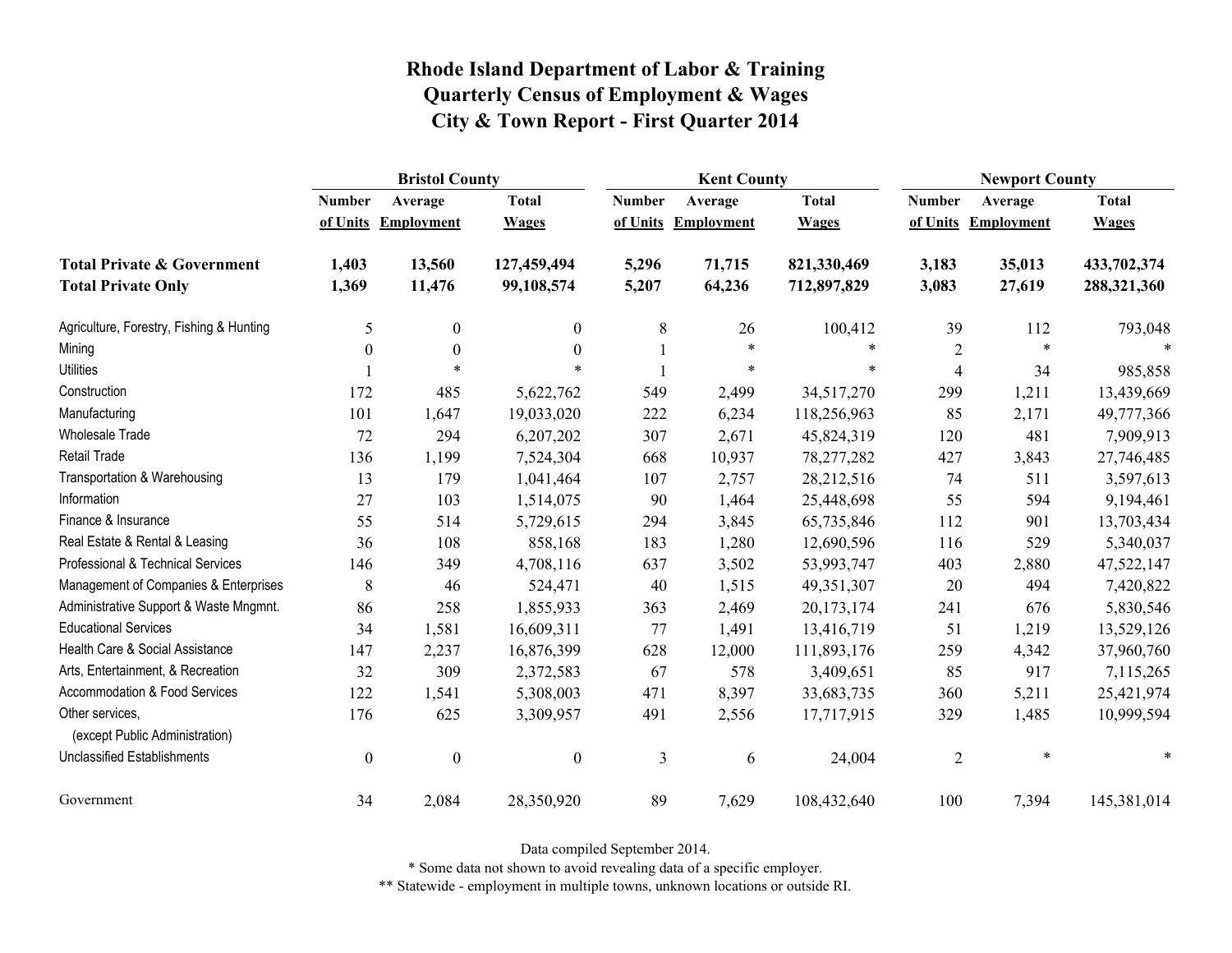# Rhode Island Department of Labor & Training
# Quarterly Census of Employment & Wages
# City & Town Report - First Quarter 2014

| | Bristol County | | | Kent County | | | Newport County | | |
|---|---|---|---|---|---|---|---|---|---|
| | Number of Units | Average Employment | Total Wages | Number of Units | Average Employment | Total Wages | Number of Units | Average Employment | Total Wages |
| **Total Private & Government** | **1,403** | **13,560** | **127,459,494** | **5,296** | **71,715** | **821,330,469** | **3,183** | **35,013** | **433,702,374** |
| **Total Private Only** | **1,369** | **11,476** | **99,108,574** | **5,207** | **64,236** | **712,897,829** | **3,083** | **27,619** | **288,321,360** |
| Agriculture, Forestry, Fishing & Hunting | 5 | 0 | 0 | 8 | 26 | 100,412 | 39 | 112 | 793,048 |
| Mining | 0 | 0 | 0 | 1 | * | * | 2 | * | * |
| Utilities | 1 | * | * | 1 | * | * | 4 | 34 | 985,858 |
| Construction | 172 | 485 | 5,622,762 | 549 | 2,499 | 34,517,270 | 299 | 1,211 | 13,439,669 |
| Manufacturing | 101 | 1,647 | 19,033,020 | 222 | 6,234 | 118,256,963 | 85 | 2,171 | 49,777,366 |
| Wholesale Trade | 72 | 294 | 6,207,202 | 307 | 2,671 | 45,824,319 | 120 | 481 | 7,909,913 |
| Retail Trade | 136 | 1,199 | 7,524,304 | 668 | 10,937 | 78,277,282 | 427 | 3,843 | 27,746,485 |
| Transportation & Warehousing | 13 | 179 | 1,041,464 | 107 | 2,757 | 28,212,516 | 74 | 511 | 3,597,613 |
| Information | 27 | 103 | 1,514,075 | 90 | 1,464 | 25,448,698 | 55 | 594 | 9,194,461 |
| Finance & Insurance | 55 | 514 | 5,729,615 | 294 | 3,845 | 65,735,846 | 112 | 901 | 13,703,434 |
| Real Estate & Rental & Leasing | 36 | 108 | 858,168 | 183 | 1,280 | 12,690,596 | 116 | 529 | 5,340,037 |
| Professional & Technical Services | 146 | 349 | 4,708,116 | 637 | 3,502 | 53,993,747 | 403 | 2,880 | 47,522,147 |
| Management of Companies & Enterprises | 8 | 46 | 524,471 | 40 | 1,515 | 49,351,307 | 20 | 494 | 7,420,822 |
| Administrative Support & Waste Mngmnt. | 86 | 258 | 1,855,933 | 363 | 2,469 | 20,173,174 | 241 | 676 | 5,830,546 |
| Educational Services | 34 | 1,581 | 16,609,311 | 77 | 1,491 | 13,416,719 | 51 | 1,219 | 13,529,126 |
| Health Care & Social Assistance | 147 | 2,237 | 16,876,399 | 628 | 12,000 | 111,893,176 | 259 | 4,342 | 37,960,760 |
| Arts, Entertainment, & Recreation | 32 | 309 | 2,372,583 | 67 | 578 | 3,409,651 | 85 | 917 | 7,115,265 |
| Accommodation & Food Services | 122 | 1,541 | 5,308,003 | 471 | 8,397 | 33,683,735 | 360 | 5,211 | 25,421,974 |
| Other services, (except Public Administration) | 176 | 625 | 3,309,957 | 491 | 2,556 | 17,717,915 | 329 | 1,485 | 10,999,594 |
| Unclassified Establishments | 0 | 0 | 0 | 3 | 6 | 24,004 | 2 | * | * |
| Government | 34 | 2,084 | 28,350,920 | 89 | 7,629 | 108,432,640 | 100 | 7,394 | 145,381,014 |

Data compiled September 2014.

\* Some data not shown to avoid revealing data of a specific employer.

\*\* Statewide - employment in multiple towns, unknown locations or outside RI.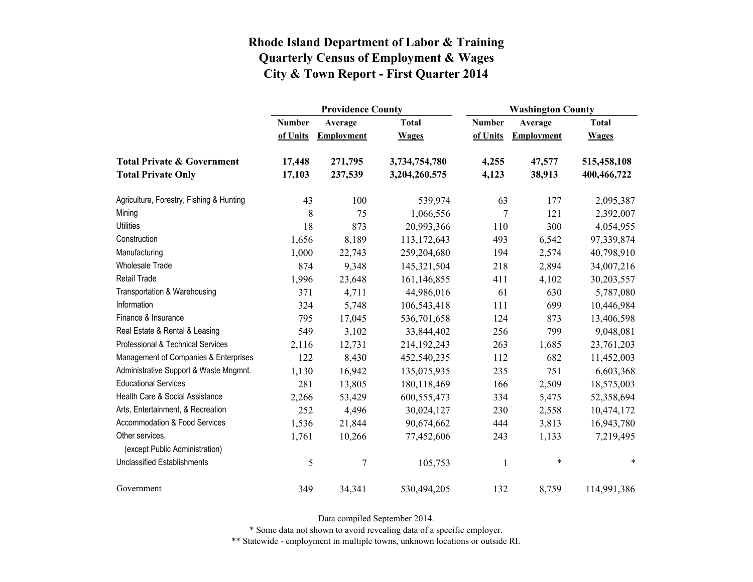# Rhode Island Department of Labor & Training
# Quarterly Census of Employment & Wages
# City & Town Report - First Quarter 2014

| | Providence County | | | Washington County | | |
|---|---|---|---|---|---|---|
| | Number of Units | Average Employment | Total Wages | Number of Units | Average Employment | Total Wages |
| **Total Private & Government** | **17,448** | **271,795** | **3,734,754,780** | **4,255** | **47,577** | **515,458,108** |
| **Total Private Only** | **17,103** | **237,539** | **3,204,260,575** | **4,123** | **38,913** | **400,466,722** |
| Agriculture, Forestry, Fishing & Hunting | 43 | 100 | 539,974 | 63 | 177 | 2,095,387 |
| Mining | 8 | 75 | 1,066,556 | 7 | 121 | 2,392,007 |
| Utilities | 18 | 873 | 20,993,366 | 110 | 300 | 4,054,955 |
| Construction | 1,656 | 8,189 | 113,172,643 | 493 | 6,542 | 97,339,874 |
| Manufacturing | 1,000 | 22,743 | 259,204,680 | 194 | 2,574 | 40,798,910 |
| Wholesale Trade | 874 | 9,348 | 145,321,504 | 218 | 2,894 | 34,007,216 |
| Retail Trade | 1,996 | 23,648 | 161,146,855 | 411 | 4,102 | 30,203,557 |
| Transportation & Warehousing | 371 | 4,711 | 44,986,016 | 61 | 630 | 5,787,080 |
| Information | 324 | 5,748 | 106,543,418 | 111 | 699 | 10,446,984 |
| Finance & Insurance | 795 | 17,045 | 536,701,658 | 124 | 873 | 13,406,598 |
| Real Estate & Rental & Leasing | 549 | 3,102 | 33,844,402 | 256 | 799 | 9,048,081 |
| Professional & Technical Services | 2,116 | 12,731 | 214,192,243 | 263 | 1,685 | 23,761,203 |
| Management of Companies & Enterprises | 122 | 8,430 | 452,540,235 | 112 | 682 | 11,452,003 |
| Administrative Support & Waste Mngmnt. | 1,130 | 16,942 | 135,075,935 | 235 | 751 | 6,603,368 |
| Educational Services | 281 | 13,805 | 180,118,469 | 166 | 2,509 | 18,575,003 |
| Health Care & Social Assistance | 2,266 | 53,429 | 600,555,473 | 334 | 5,475 | 52,358,694 |
| Arts, Entertainment, & Recreation | 252 | 4,496 | 30,024,127 | 230 | 2,558 | 10,474,172 |
| Accommodation & Food Services | 1,536 | 21,844 | 90,674,662 | 444 | 3,813 | 16,943,780 |
| Other services, (except Public Administration) | 1,761 | 10,266 | 77,452,606 | 243 | 1,133 | 7,219,495 |
| Unclassified Establishments | 5 | 7 | 105,753 | 1 | * | * |
| Government | 349 | 34,341 | 530,494,205 | 132 | 8,759 | 114,991,386 |

Data compiled September 2014.

* Some data not shown to avoid revealing data of a specific employer.

** Statewide - employment in multiple towns, unknown locations or outside RI.